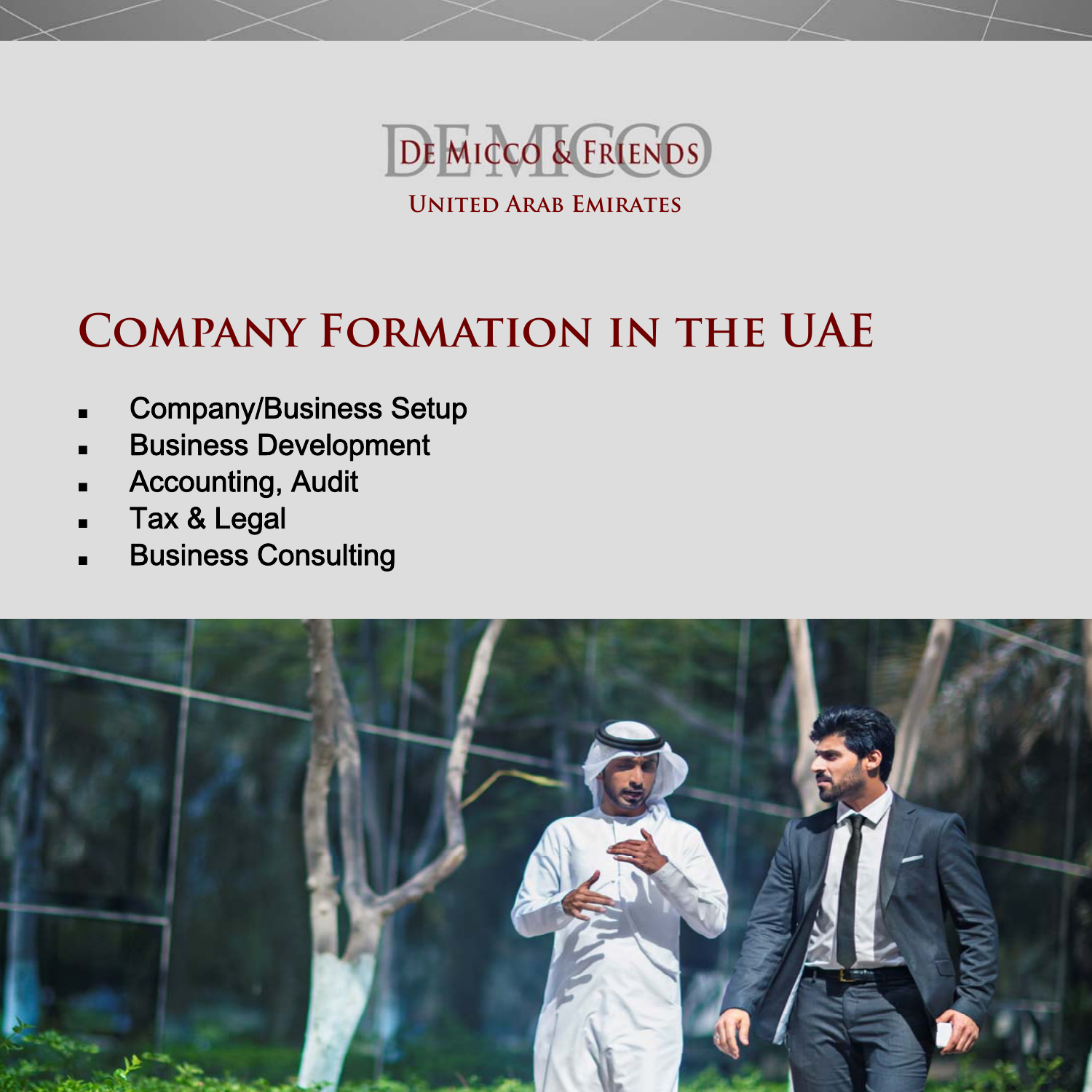De Micco & Friends

United Arab Emirates

# Company Formation in the UAE

- Company/Business Setup
- Business Development
- Accounting, Audit
- Tax & Legal
- Business Consulting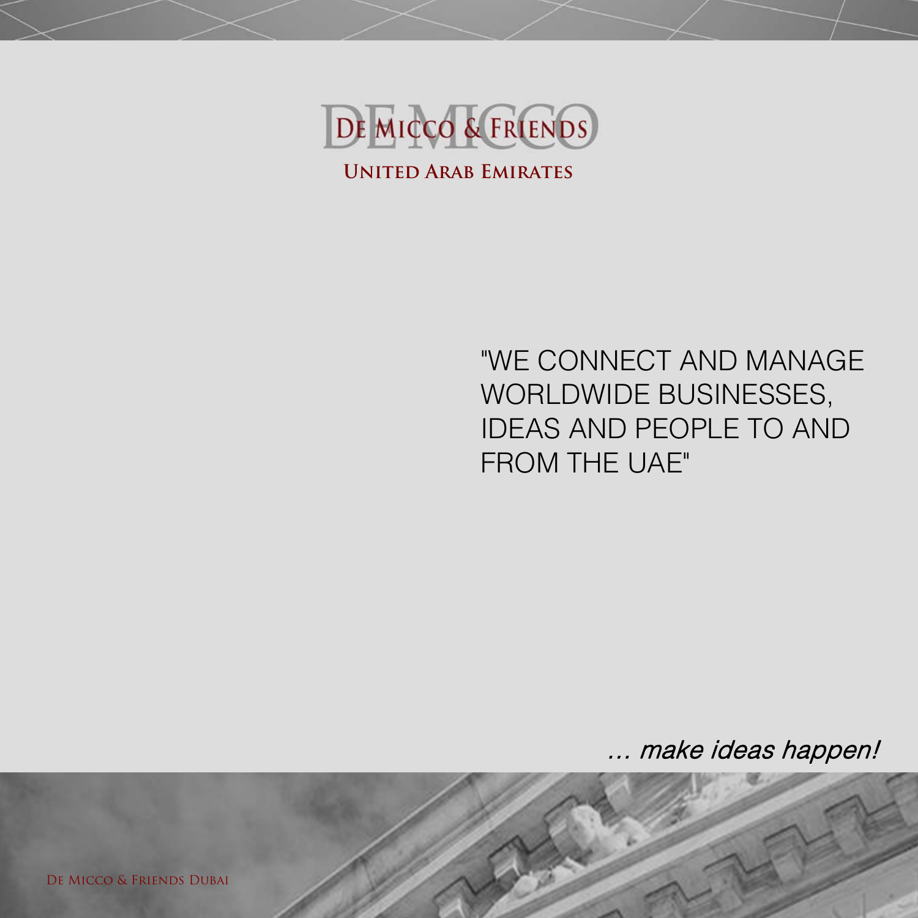# De Micco & Friends

## United Arab Emirates

"WE CONNECT AND MANAGE WORLDWIDE BUSINESSES, IDEAS AND PEOPLE TO AND FROM THE UAE"

*... make ideas happen!*

De Micco & Friends Dubai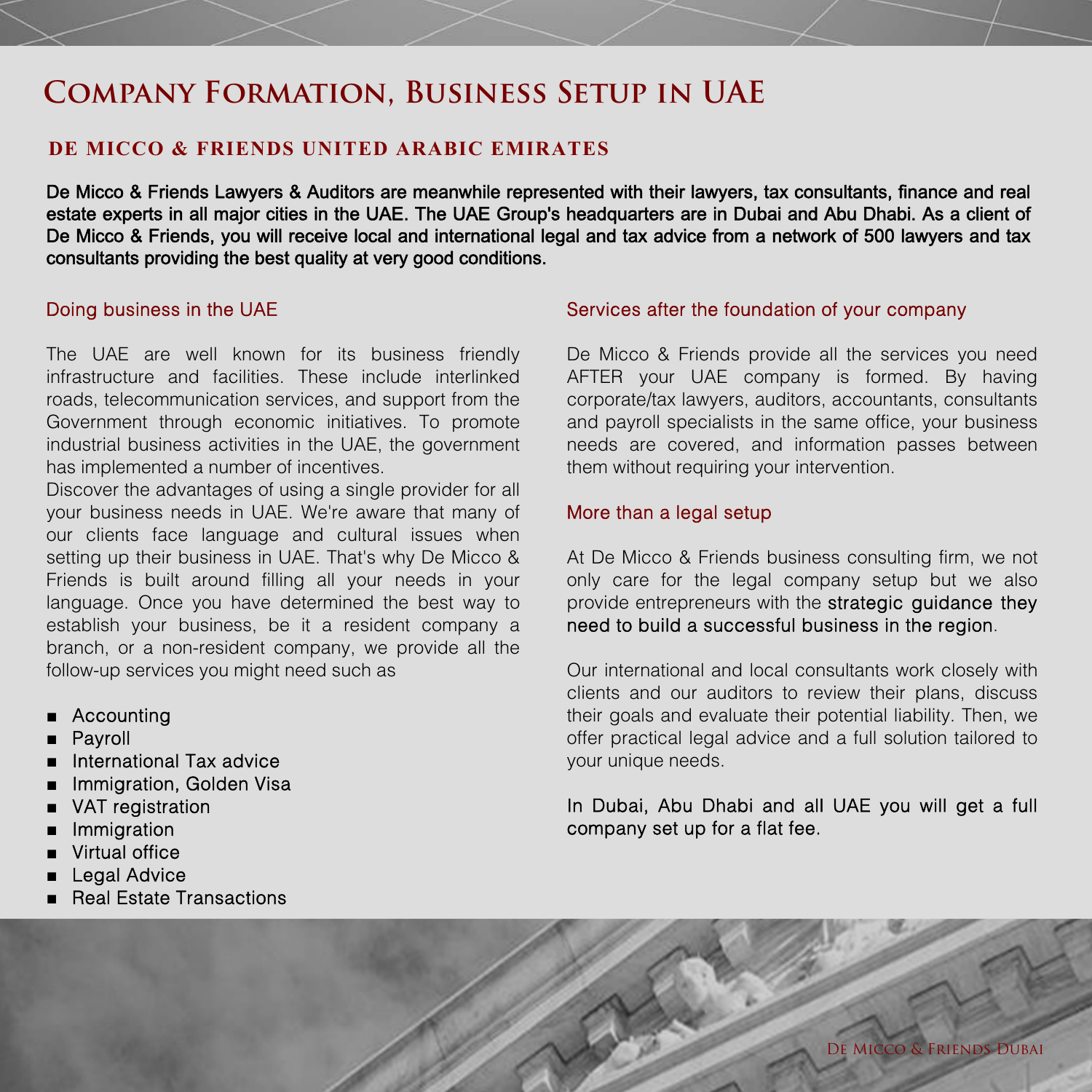# Company Formation, Business Setup in UAE

## DE MICCO & FRIENDS UNITED ARABIC EMIRATES

**De Micco & Friends Lawyers & Auditors are meanwhile represented with their lawyers, tax consultants, finance and real estate experts in all major cities in the UAE. The UAE Group's headquarters are in Dubai and Abu Dhabi. As a client of De Micco & Friends, you will receive local and international legal and tax advice from a network of 500 lawyers and tax consultants providing the best quality at very good conditions.**

### Doing business in the UAE

The UAE are well known for its business friendly infrastructure and facilities. These include interlinked roads, telecommunication services, and support from the Government through economic initiatives. To promote industrial business activities in the UAE, the government has implemented a number of incentives.

Discover the advantages of using a single provider for all your business needs in UAE. We're aware that many of our clients face language and cultural issues when setting up their business in UAE. That's why De Micco & Friends is built around filling all your needs in your language. Once you have determined the best way to establish your business, be it a resident company a branch, or a non-resident company, we provide all the follow-up services you might need such as

- Accounting
- Payroll
- International Tax advice
- Immigration, Golden Visa
- VAT registration
- Immigration
- Virtual office
- Legal Advice
- Real Estate Transactions

### Services after the foundation of your company

De Micco & Friends provide all the services you need AFTER your UAE company is formed. By having corporate/tax lawyers, auditors, accountants, consultants and payroll specialists in the same office, your business needs are covered, and information passes between them without requiring your intervention.

### More than a legal setup

At De Micco & Friends business consulting firm, we not only care for the legal company setup but we also provide entrepreneurs with the strategic guidance they need to build a successful business in the region.

Our international and local consultants work closely with clients and our auditors to review their plans, discuss their goals and evaluate their potential liability. Then, we offer practical legal advice and a full solution tailored to your unique needs.

In Dubai, Abu Dhabi and all UAE you will get a full company set up for a flat fee.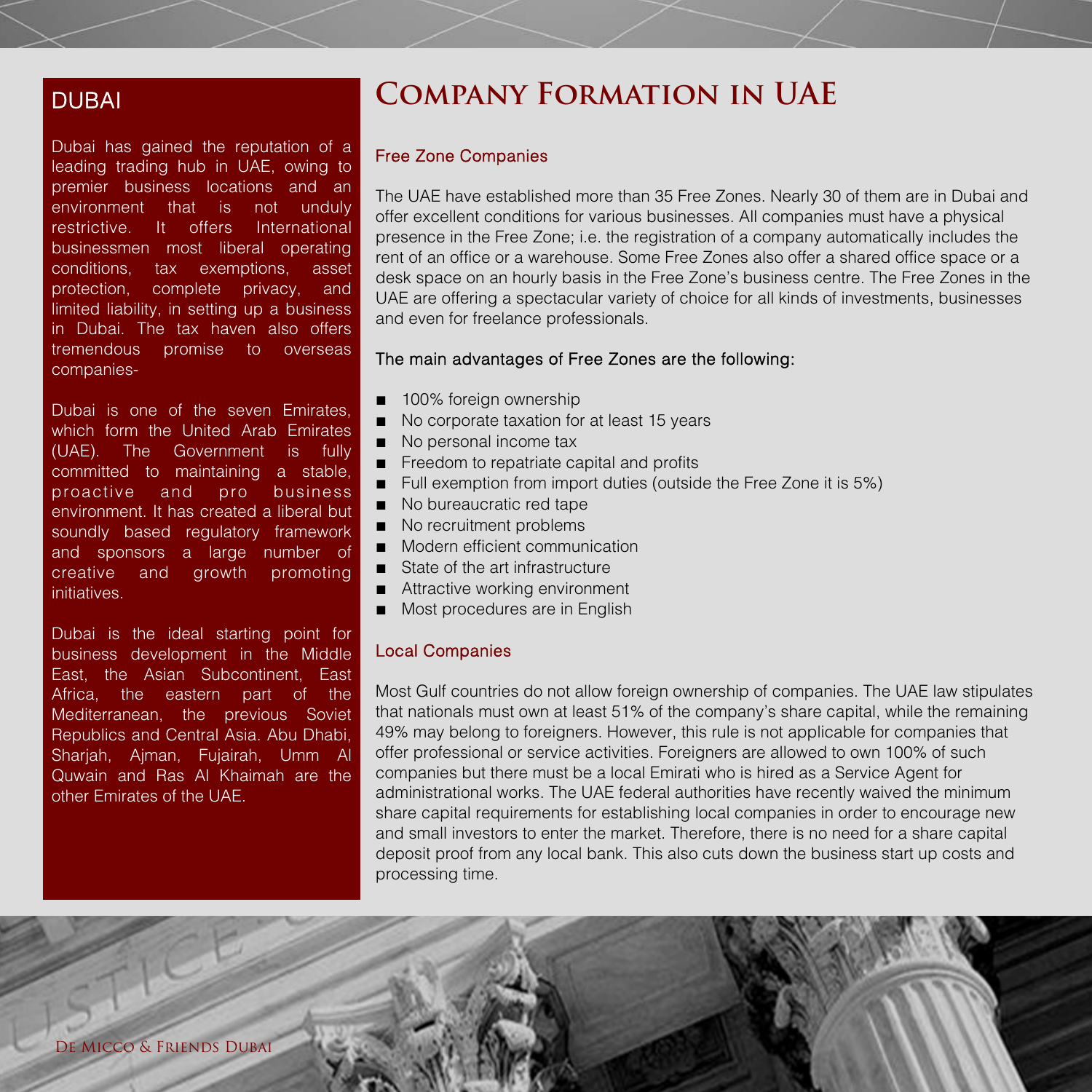## DUBAI

Dubai has gained the reputation of a leading trading hub in UAE, owing to premier business locations and an environment that is not unduly restrictive. It offers International businessmen most liberal operating conditions, tax exemptions, asset protection, complete privacy, and limited liability, in setting up a business in Dubai. The tax haven also offers tremendous promise to overseas companies-

Dubai is one of the seven Emirates, which form the United Arab Emirates (UAE). The Government is fully committed to maintaining a stable, proactive and pro business environment. It has created a liberal but soundly based regulatory framework and sponsors a large number of creative and growth promoting initiatives.

Dubai is the ideal starting point for business development in the Middle East, the Asian Subcontinent, East Africa, the eastern part of the Mediterranean, the previous Soviet Republics and Central Asia. Abu Dhabi, Sharjah, Ajman, Fujairah, Umm Al Quwain and Ras Al Khaimah are the other Emirates of the UAE.

# Company Formation in UAE

### Free Zone Companies

The UAE have established more than 35 Free Zones. Nearly 30 of them are in Dubai and offer excellent conditions for various businesses. All companies must have a physical presence in the Free Zone; i.e. the registration of a company automatically includes the rent of an office or a warehouse. Some Free Zones also offer a shared office space or a desk space on an hourly basis in the Free Zone's business centre. The Free Zones in the UAE are offering a spectacular variety of choice for all kinds of investments, businesses and even for freelance professionals.

The main advantages of Free Zones are the following:

- 100% foreign ownership
- No corporate taxation for at least 15 years
- No personal income tax
- Freedom to repatriate capital and profits
- Full exemption from import duties (outside the Free Zone it is 5%)
- No bureaucratic red tape
- No recruitment problems
- Modern efficient communication
- State of the art infrastructure
- Attractive working environment
- Most procedures are in English

### Local Companies

Most Gulf countries do not allow foreign ownership of companies. The UAE law stipulates that nationals must own at least 51% of the company's share capital, while the remaining 49% may belong to foreigners. However, this rule is not applicable for companies that offer professional or service activities. Foreigners are allowed to own 100% of such companies but there must be a local Emirati who is hired as a Service Agent for administrational works. The UAE federal authorities have recently waived the minimum share capital requirements for establishing local companies in order to encourage new and small investors to enter the market. Therefore, there is no need for a share capital deposit proof from any local bank. This also cuts down the business start up costs and processing time.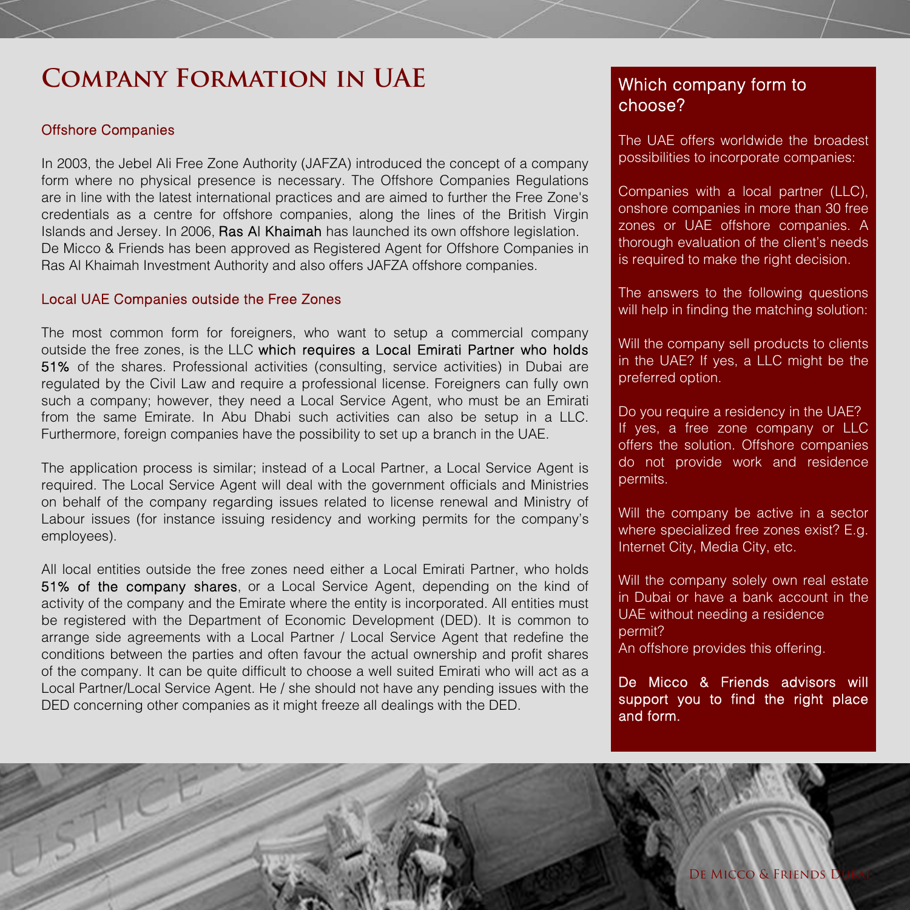# Company Formation in UAE

## Offshore Companies

In 2003, the Jebel Ali Free Zone Authority (JAFZA) introduced the concept of a company form where no physical presence is necessary. The Offshore Companies Regulations are in line with the latest international practices and are aimed to further the Free Zone's credentials as a centre for offshore companies, along the lines of the British Virgin Islands and Jersey. In 2006, Ras Al Khaimah has launched its own offshore legislation. De Micco & Friends has been approved as Registered Agent for Offshore Companies in Ras Al Khaimah Investment Authority and also offers JAFZA offshore companies.

## Local UAE Companies outside the Free Zones

The most common form for foreigners, who want to setup a commercial company outside the free zones, is the LLC which requires a Local Emirati Partner who holds 51% of the shares. Professional activities (consulting, service activities) in Dubai are regulated by the Civil Law and require a professional license. Foreigners can fully own such a company; however, they need a Local Service Agent, who must be an Emirati from the same Emirate. In Abu Dhabi such activities can also be setup in a LLC. Furthermore, foreign companies have the possibility to set up a branch in the UAE.

The application process is similar; instead of a Local Partner, a Local Service Agent is required. The Local Service Agent will deal with the government officials and Ministries on behalf of the company regarding issues related to license renewal and Ministry of Labour issues (for instance issuing residency and working permits for the company's employees).

All local entities outside the free zones need either a Local Emirati Partner, who holds 51% of the company shares, or a Local Service Agent, depending on the kind of activity of the company and the Emirate where the entity is incorporated. All entities must be registered with the Department of Economic Development (DED). It is common to arrange side agreements with a Local Partner / Local Service Agent that redefine the conditions between the parties and often favour the actual ownership and profit shares of the company. It can be quite difficult to choose a well suited Emirati who will act as a Local Partner/Local Service Agent. He / she should not have any pending issues with the DED concerning other companies as it might freeze all dealings with the DED.

## Which company form to choose?

The UAE offers worldwide the broadest possibilities to incorporate companies:

Companies with a local partner (LLC), onshore companies in more than 30 free zones or UAE offshore companies. A thorough evaluation of the client's needs is required to make the right decision.

The answers to the following questions will help in finding the matching solution:

Will the company sell products to clients in the UAE? If yes, a LLC might be the preferred option.

Do you require a residency in the UAE? If yes, a free zone company or LLC offers the solution. Offshore companies do not provide work and residence permits.

Will the company be active in a sector where specialized free zones exist? E.g. Internet City, Media City, etc.

Will the company solely own real estate in Dubai or have a bank account in the UAE without needing a residence permit?
An offshore provides this offering.

De Micco & Friends advisors will support you to find the right place and form.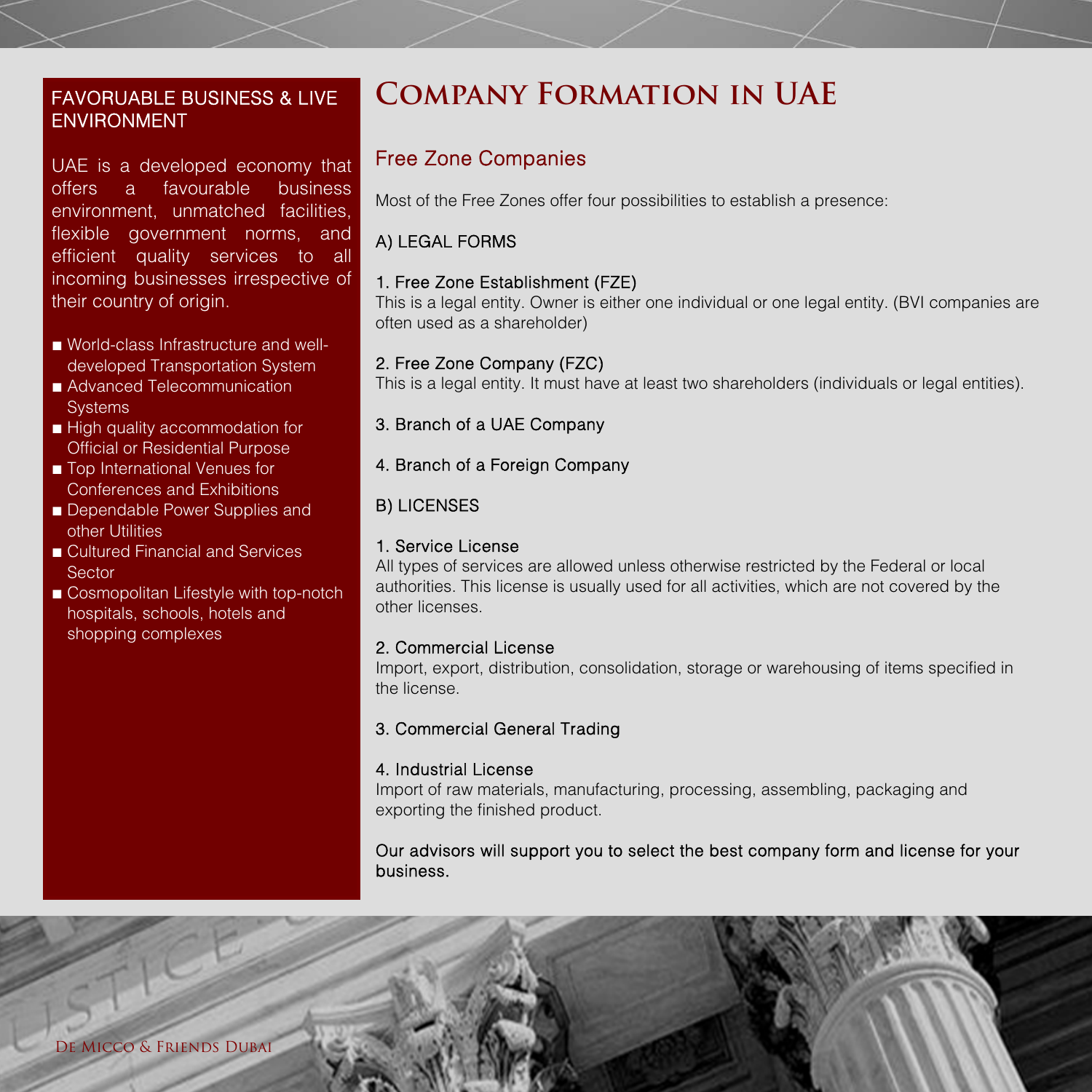## FAVORUABLE BUSINESS & LIVE ENVIRONMENT

UAE is a developed economy that offers a favourable business environment, unmatched facilities, flexible government norms, and efficient quality services to all incoming businesses irrespective of their country of origin.

- World-class Infrastructure and well-developed Transportation System
- Advanced Telecommunication Systems
- High quality accommodation for Official or Residential Purpose
- Top International Venues for Conferences and Exhibitions
- Dependable Power Supplies and other Utilities
- Cultured Financial and Services Sector
- Cosmopolitan Lifestyle with top-notch hospitals, schools, hotels and shopping complexes

# Company Formation in UAE

## Free Zone Companies

Most of the Free Zones offer four possibilities to establish a presence:

A) LEGAL FORMS

1. Free Zone Establishment (FZE)
This is a legal entity. Owner is either one individual or one legal entity. (BVI companies are often used as a shareholder)

2. Free Zone Company (FZC)
This is a legal entity. It must have at least two shareholders (individuals or legal entities).

3. Branch of a UAE Company

4. Branch of a Foreign Company

B) LICENSES

1. Service License
All types of services are allowed unless otherwise restricted by the Federal or local authorities. This license is usually used for all activities, which are not covered by the other licenses.

2. Commercial License
Import, export, distribution, consolidation, storage or warehousing of items specified in the license.

3. Commercial General Trading

4. Industrial License
Import of raw materials, manufacturing, processing, assembling, packaging and exporting the finished product.

Our advisors will support you to select the best company form and license for your business.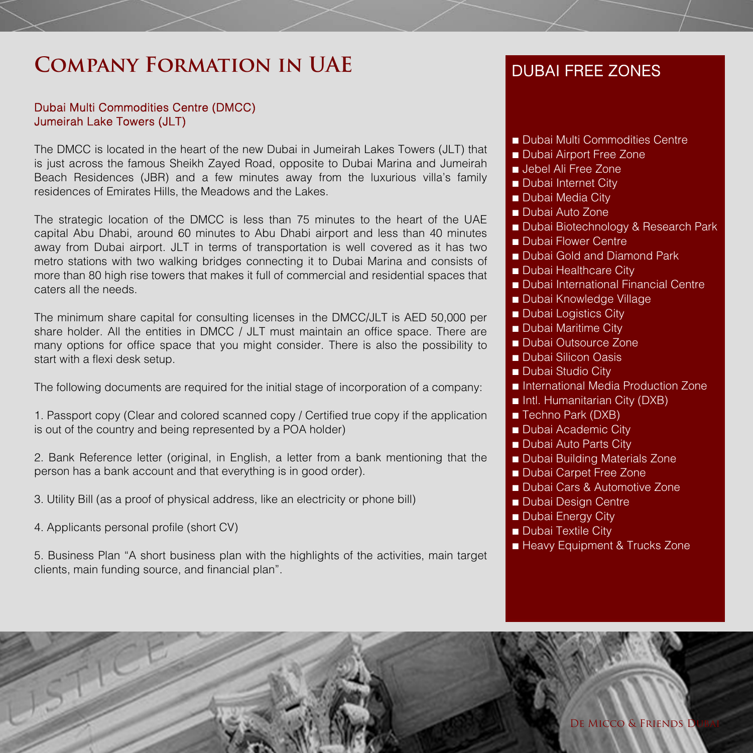# Company Formation in UAE

### Dubai Multi Commodities Centre (DMCC)
### Jumeirah Lake Towers (JLT)

The DMCC is located in the heart of the new Dubai in Jumeirah Lakes Towers (JLT) that is just across the famous Sheikh Zayed Road, opposite to Dubai Marina and Jumeirah Beach Residences (JBR) and a few minutes away from the luxurious villa's family residences of Emirates Hills, the Meadows and the Lakes.

The strategic location of the DMCC is less than 75 minutes to the heart of the UAE capital Abu Dhabi, around 60 minutes to Abu Dhabi airport and less than 40 minutes away from Dubai airport. JLT in terms of transportation is well covered as it has two metro stations with two walking bridges connecting it to Dubai Marina and consists of more than 80 high rise towers that makes it full of commercial and residential spaces that caters all the needs.

The minimum share capital for consulting licenses in the DMCC/JLT is AED 50,000 per share holder. All the entities in DMCC / JLT must maintain an office space. There are many options for office space that you might consider. There is also the possibility to start with a flexi desk setup.

The following documents are required for the initial stage of incorporation of a company:

1. Passport copy (Clear and colored scanned copy / Certified true copy if the application is out of the country and being represented by a POA holder)

2. Bank Reference letter (original, in English, a letter from a bank mentioning that the person has a bank account and that everything is in good order).

3. Utility Bill (as a proof of physical address, like an electricity or phone bill)

4. Applicants personal profile (short CV)

5. Business Plan "A short business plan with the highlights of the activities, main target clients, main funding source, and financial plan".

## DUBAI FREE ZONES

- Dubai Multi Commodities Centre
- Dubai Airport Free Zone
- Jebel Ali Free Zone
- Dubai Internet City
- Dubai Media City
- Dubai Auto Zone
- Dubai Biotechnology & Research Park
- Dubai Flower Centre
- Dubai Gold and Diamond Park
- Dubai Healthcare City
- Dubai International Financial Centre
- Dubai Knowledge Village
- Dubai Logistics City
- Dubai Maritime City
- Dubai Outsource Zone
- Dubai Silicon Oasis
- Dubai Studio City
- International Media Production Zone
- Intl. Humanitarian City (DXB)
- Techno Park (DXB)
- Dubai Academic City
- Dubai Auto Parts City
- Dubai Building Materials Zone
- Dubai Carpet Free Zone
- Dubai Cars & Automotive Zone
- Dubai Design Centre
- Dubai Energy City
- Dubai Textile City
- Heavy Equipment & Trucks Zone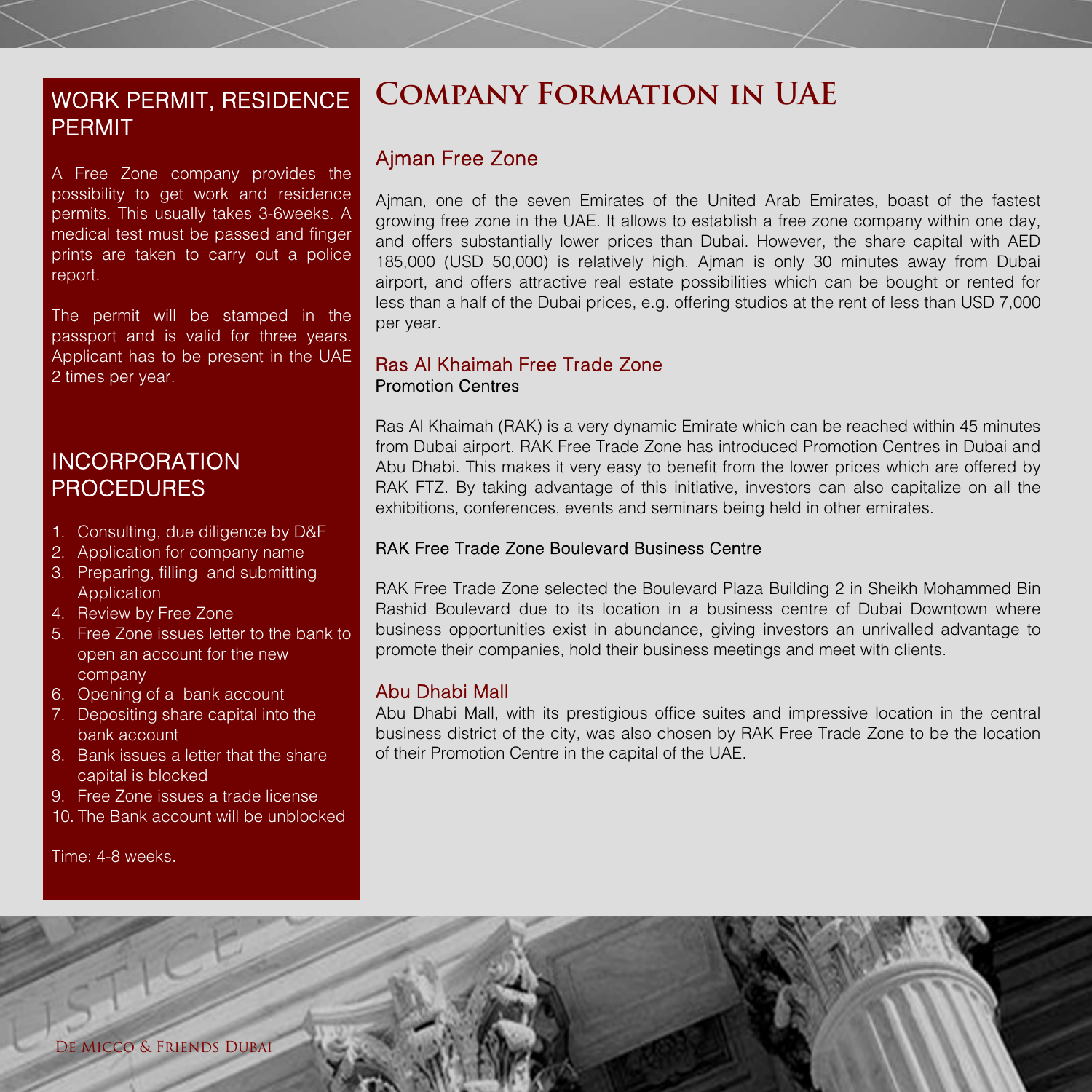## WORK PERMIT, RESIDENCE PERMIT

A Free Zone company provides the possibility to get work and residence permits. This usually takes 3-6weeks. A medical test must be passed and finger prints are taken to carry out a police report.

The permit will be stamped in the passport and is valid for three years. Applicant has to be present in the UAE 2 times per year.

## INCORPORATION PROCEDURES

1. Consulting, due diligence by D&F
2. Application for company name
3. Preparing, filling and submitting Application
4. Review by Free Zone
5. Free Zone issues letter to the bank to open an account for the new company
6. Opening of a bank account
7. Depositing share capital into the bank account
8. Bank issues a letter that the share capital is blocked
9. Free Zone issues a trade license
10. The Bank account will be unblocked

Time: 4-8 weeks.

# Company Formation in UAE

## Ajman Free Zone

Ajman, one of the seven Emirates of the United Arab Emirates, boast of the fastest growing free zone in the UAE. It allows to establish a free zone company within one day, and offers substantially lower prices than Dubai. However, the share capital with AED 185,000 (USD 50,000) is relatively high. Ajman is only 30 minutes away from Dubai airport, and offers attractive real estate possibilities which can be bought or rented for less than a half of the Dubai prices, e.g. offering studios at the rent of less than USD 7,000 per year.

## Ras Al Khaimah Free Trade Zone

### Promotion Centres

Ras Al Khaimah (RAK) is a very dynamic Emirate which can be reached within 45 minutes from Dubai airport. RAK Free Trade Zone has introduced Promotion Centres in Dubai and Abu Dhabi. This makes it very easy to benefit from the lower prices which are offered by RAK FTZ. By taking advantage of this initiative, investors can also capitalize on all the exhibitions, conferences, events and seminars being held in other emirates.

### RAK Free Trade Zone Boulevard Business Centre

RAK Free Trade Zone selected the Boulevard Plaza Building 2 in Sheikh Mohammed Bin Rashid Boulevard due to its location in a business centre of Dubai Downtown where business opportunities exist in abundance, giving investors an unrivalled advantage to promote their companies, hold their business meetings and meet with clients.

## Abu Dhabi Mall

Abu Dhabi Mall, with its prestigious office suites and impressive location in the central business district of the city, was also chosen by RAK Free Trade Zone to be the location of their Promotion Centre in the capital of the UAE.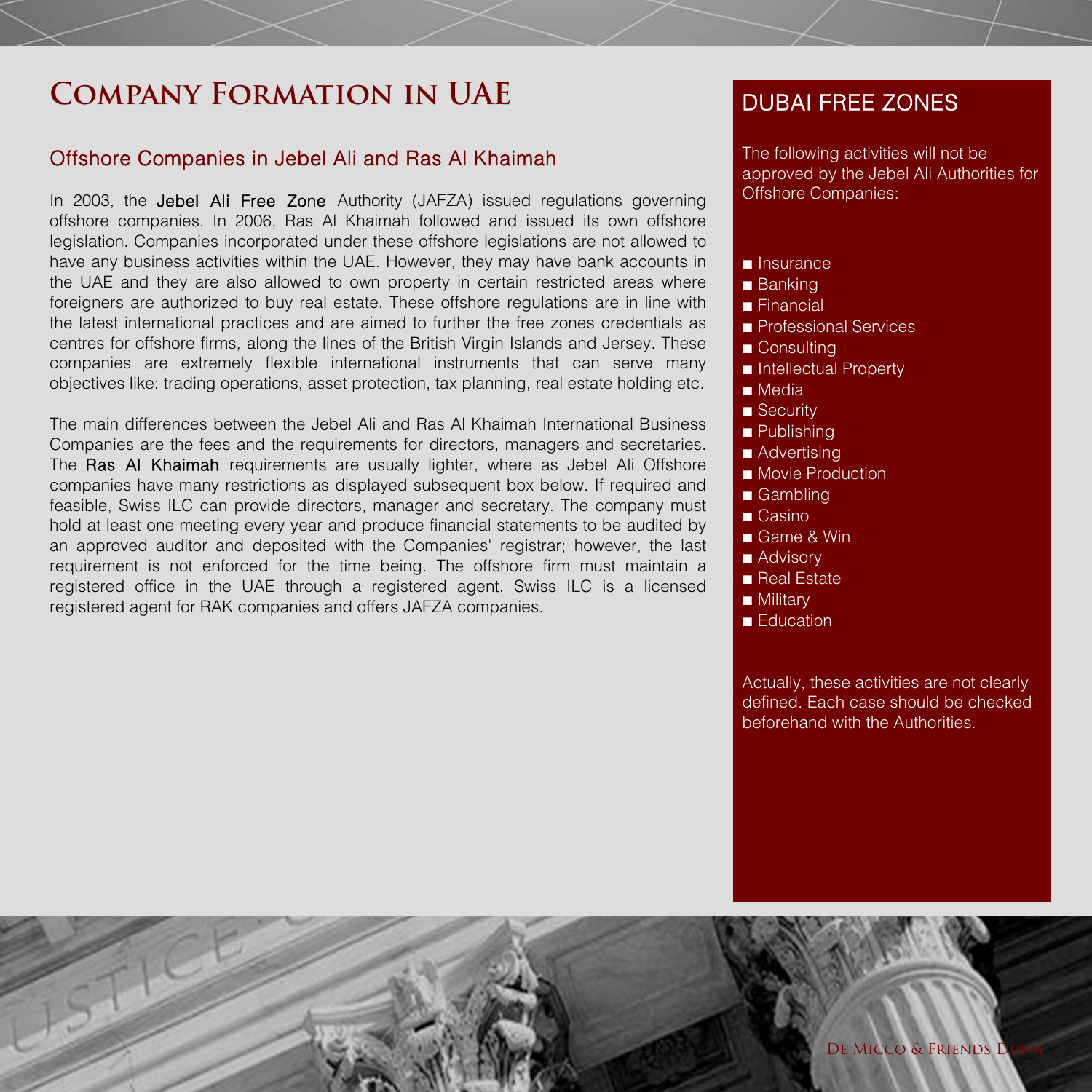# Company Formation in UAE

## Offshore Companies in Jebel Ali and Ras Al Khaimah

In 2003, the Jebel Ali Free Zone Authority (JAFZA) issued regulations governing offshore companies. In 2006, Ras Al Khaimah followed and issued its own offshore legislation. Companies incorporated under these offshore legislations are not allowed to have any business activities within the UAE. However, they may have bank accounts in the UAE and they are also allowed to own property in certain restricted areas where foreigners are authorized to buy real estate. These offshore regulations are in line with the latest international practices and are aimed to further the free zones credentials as centres for offshore firms, along the lines of the British Virgin Islands and Jersey. These companies are extremely flexible international instruments that can serve many objectives like: trading operations, asset protection, tax planning, real estate holding etc.

The main differences between the Jebel Ali and Ras Al Khaimah International Business Companies are the fees and the requirements for directors, managers and secretaries. The Ras Al Khaimah requirements are usually lighter, where as Jebel Ali Offshore companies have many restrictions as displayed subsequent box below. If required and feasible, Swiss ILC can provide directors, manager and secretary. The company must hold at least one meeting every year and produce financial statements to be audited by an approved auditor and deposited with the Companies' registrar; however, the last requirement is not enforced for the time being. The offshore firm must maintain a registered office in the UAE through a registered agent. Swiss ILC is a licensed registered agent for RAK companies and offers JAFZA companies.

## DUBAI FREE ZONES

The following activities will not be approved by the Jebel Ali Authorities for Offshore Companies:

- Insurance
- Banking
- Financial
- Professional Services
- Consulting
- Intellectual Property
- Media
- Security
- Publishing
- Advertising
- Movie Production
- Gambling
- Casino
- Game & Win
- Advisory
- Real Estate
- Military
- Education

Actually, these activities are not clearly defined. Each case should be checked beforehand with the Authorities.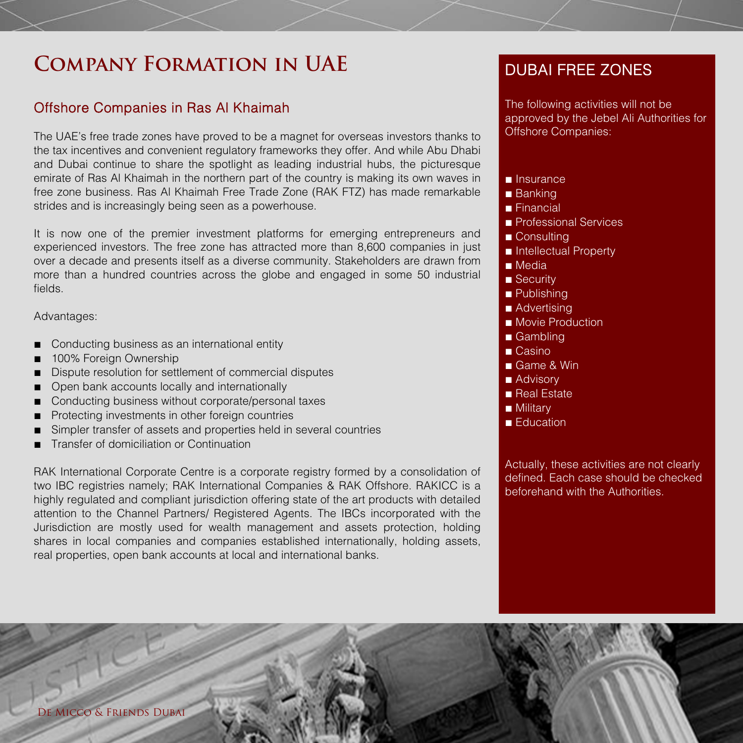# Company Formation in UAE

## Offshore Companies in Ras Al Khaimah

The UAE's free trade zones have proved to be a magnet for overseas investors thanks to the tax incentives and convenient regulatory frameworks they offer. And while Abu Dhabi and Dubai continue to share the spotlight as leading industrial hubs, the picturesque emirate of Ras Al Khaimah in the northern part of the country is making its own waves in free zone business. Ras Al Khaimah Free Trade Zone (RAK FTZ) has made remarkable strides and is increasingly being seen as a powerhouse.

It is now one of the premier investment platforms for emerging entrepreneurs and experienced investors. The free zone has attracted more than 8,600 companies in just over a decade and presents itself as a diverse community. Stakeholders are drawn from more than a hundred countries across the globe and engaged in some 50 industrial fields.

Advantages:

- Conducting business as an international entity
- 100% Foreign Ownership
- Dispute resolution for settlement of commercial disputes
- Open bank accounts locally and internationally
- Conducting business without corporate/personal taxes
- Protecting investments in other foreign countries
- Simpler transfer of assets and properties held in several countries
- Transfer of domiciliation or Continuation

RAK International Corporate Centre is a corporate registry formed by a consolidation of two IBC registries namely; RAK International Companies & RAK Offshore. RAKICC is a highly regulated and compliant jurisdiction offering state of the art products with detailed attention to the Channel Partners/ Registered Agents. The IBCs incorporated with the Jurisdiction are mostly used for wealth management and assets protection, holding shares in local companies and companies established internationally, holding assets, real properties, open bank accounts at local and international banks.

## DUBAI FREE ZONES

The following activities will not be approved by the Jebel Ali Authorities for Offshore Companies:

- Insurance
- Banking
- Financial
- Professional Services
- Consulting
- Intellectual Property
- Media
- Security
- Publishing
- Advertising
- Movie Production
- Gambling
- Casino
- Game & Win
- Advisory
- Real Estate
- Military
- Education

Actually, these activities are not clearly defined. Each case should be checked beforehand with the Authorities.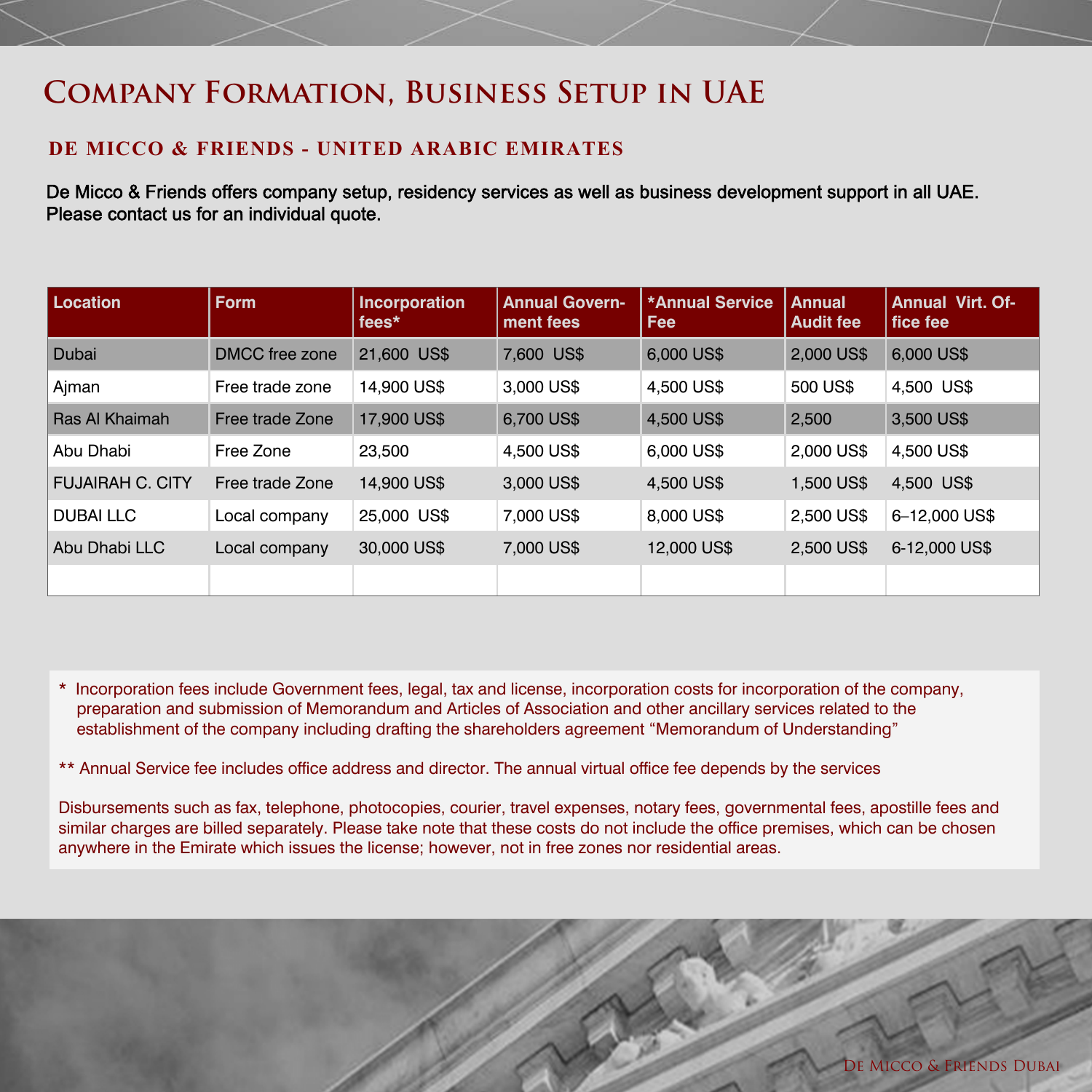# Company Formation, Business Setup in UAE

## DE MICCO & FRIENDS - UNITED ARABIC EMIRATES

De Micco & Friends offers company setup, residency services as well as business development support in all UAE. Please contact us for an individual quote.

| Location | Form | Incorporation fees* | Annual Govern-ment fees | *Annual Service Fee | Annual Audit fee | Annual Virt. Office fee |
|---|---|---|---|---|---|---|
| Dubai | DMCC free zone | 21,600 US$ | 7,600 US$ | 6,000 US$ | 2,000 US$ | 6,000 US$ |
| Ajman | Free trade zone | 14,900 US$ | 3,000 US$ | 4,500 US$ | 500 US$ | 4,500 US$ |
| Ras Al Khaimah | Free trade Zone | 17,900 US$ | 6,700 US$ | 4,500 US$ | 2,500 | 3,500 US$ |
| Abu Dhabi | Free Zone | 23,500 | 4,500 US$ | 6,000 US$ | 2,000 US$ | 4,500 US$ |
| FUJAIRAH C. CITY | Free trade Zone | 14,900 US$ | 3,000 US$ | 4,500 US$ | 1,500 US$ | 4,500 US$ |
| DUBAI LLC | Local company | 25,000 US$ | 7,000 US$ | 8,000 US$ | 2,500 US$ | 6–12,000 US$ |
| Abu Dhabi LLC | Local company | 30,000 US$ | 7,000 US$ | 12,000 US$ | 2,500 US$ | 6-12,000 US$ |
| | | | | | | |

* Incorporation fees include Government fees, legal, tax and license, incorporation costs for incorporation of the company, preparation and submission of Memorandum and Articles of Association and other ancillary services related to the establishment of the company including drafting the shareholders agreement "Memorandum of Understanding"

** Annual Service fee includes office address and director. The annual virtual office fee depends by the services

Disbursements such as fax, telephone, photocopies, courier, travel expenses, notary fees, governmental fees, apostille fees and similar charges are billed separately. Please take note that these costs do not include the office premises, which can be chosen anywhere in the Emirate which issues the license; however, not in free zones nor residential areas.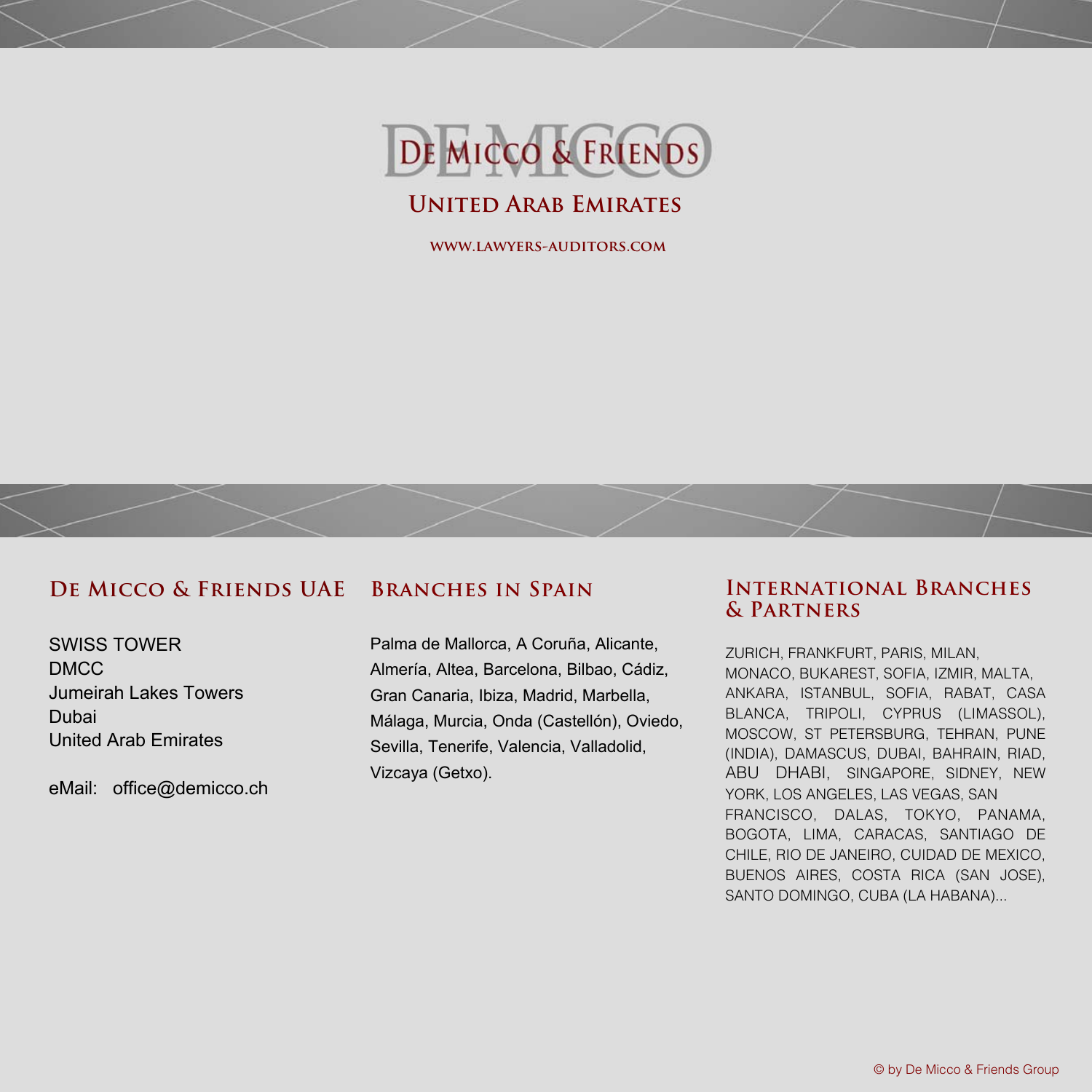# De Micco & Friends

## United Arab Emirates

www.lawyers-auditors.com

### De Micco & Friends UAE

SWISS TOWER
DMCC
Jumeirah Lakes Towers
Dubai
United Arab Emirates

eMail: office@demicco.ch

### Branches in Spain

Palma de Mallorca, A Coruña, Alicante, Almería, Altea, Barcelona, Bilbao, Cádiz, Gran Canaria, Ibiza, Madrid, Marbella, Málaga, Murcia, Onda (Castellón), Oviedo, Sevilla, Tenerife, Valencia, Valladolid, Vizcaya (Getxo).

### International Branches & Partners

ZURICH, FRANKFURT, PARIS, MILAN, MONACO, BUKAREST, SOFIA, IZMIR, MALTA, ANKARA, ISTANBUL, SOFIA, RABAT, CASA BLANCA, TRIPOLI, CYPRUS (LIMASSOL), MOSCOW, ST PETERSBURG, TEHRAN, PUNE (INDIA), DAMASCUS, DUBAI, BAHRAIN, RIAD, ABU DHABI, SINGAPORE, SIDNEY, NEW YORK, LOS ANGELES, LAS VEGAS, SAN FRANCISCO, DALAS, TOKYO, PANAMA, BOGOTA, LIMA, CARACAS, SANTIAGO DE CHILE, RIO DE JANEIRO, CUIDAD DE MEXICO, BUENOS AIRES, COSTA RICA (SAN JOSE), SANTO DOMINGO, CUBA (LA HABANA)...

© by De Micco & Friends Group